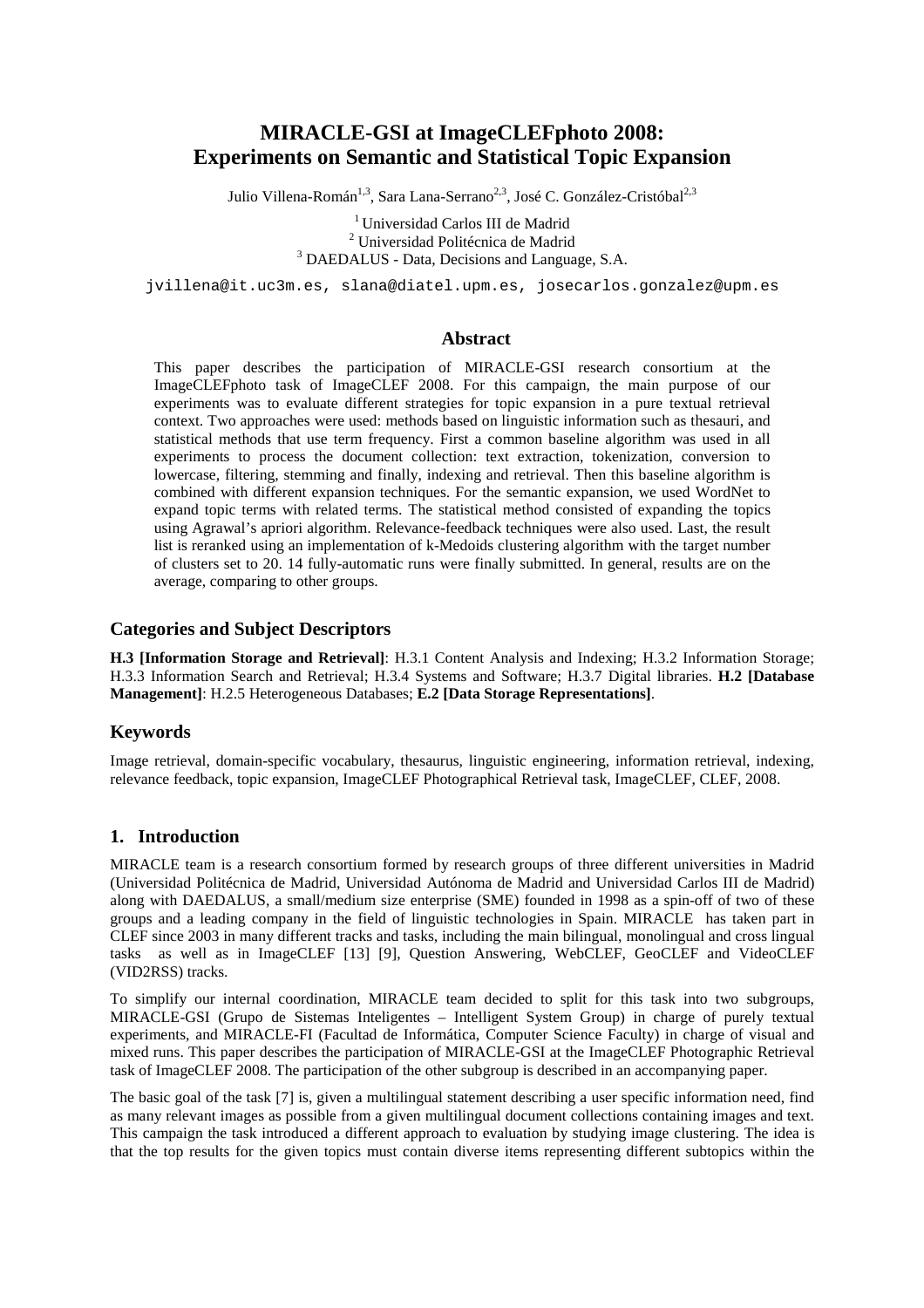# MIRACLE-GSI at ImageCLEFphoto 2008: Experiments on Semantic and Statistical Topic Expansion

Julio Villena-Román[1,3], Sara Lana-Serrano[2,3], José C. González-Cristóbal[2,3]

[1] Universidad Carlos III de Madrid
[2] Universidad Politécnica de Madrid
[3] DAEDALUS - Data, Decisions and Language, S.A.

jvillena@it.uc3m.es, slana@diatel.upm.es, josecarlos.gonzalez@upm.es

## Abstract

This paper describes the participation of MIRACLE-GSI research consortium at the ImageCLEFphoto task of ImageCLEF 2008. For this campaign, the main purpose of our experiments was to evaluate different strategies for topic expansion in a pure textual retrieval context. Two approaches were used: methods based on linguistic information such as thesauri, and statistical methods that use term frequency. First a common baseline algorithm was used in all experiments to process the document collection: text extraction, tokenization, conversion to lowercase, filtering, stemming and finally, indexing and retrieval. Then this baseline algorithm is combined with different expansion techniques. For the semantic expansion, we used WordNet to expand topic terms with related terms. The statistical method consisted of expanding the topics using Agrawal's apriori algorithm. Relevance-feedback techniques were also used. Last, the result list is reranked using an implementation of k-Medoids clustering algorithm with the target number of clusters set to 20. 14 fully-automatic runs were finally submitted. In general, results are on the average, comparing to other groups.

## Categories and Subject Descriptors

**H.3 [Information Storage and Retrieval]**: H.3.1 Content Analysis and Indexing; H.3.2 Information Storage; H.3.3 Information Search and Retrieval; H.3.4 Systems and Software; H.3.7 Digital libraries. **H.2 [Database Management]**: H.2.5 Heterogeneous Databases; **E.2 [Data Storage Representations]**.

## Keywords

Image retrieval, domain-specific vocabulary, thesaurus, linguistic engineering, information retrieval, indexing, relevance feedback, topic expansion, ImageCLEF Photographical Retrieval task, ImageCLEF, CLEF, 2008.

## 1. Introduction

MIRACLE team is a research consortium formed by research groups of three different universities in Madrid (Universidad Politécnica de Madrid, Universidad Autónoma de Madrid and Universidad Carlos III de Madrid) along with DAEDALUS, a small/medium size enterprise (SME) founded in 1998 as a spin-off of two of these groups and a leading company in the field of linguistic technologies in Spain. MIRACLE has taken part in CLEF since 2003 in many different tracks and tasks, including the main bilingual, monolingual and cross lingual tasks as well as in ImageCLEF [13] [9], Question Answering, WebCLEF, GeoCLEF and VideoCLEF (VID2RSS) tracks.

To simplify our internal coordination, MIRACLE team decided to split for this task into two subgroups, MIRACLE-GSI (Grupo de Sistemas Inteligentes – Intelligent System Group) in charge of purely textual experiments, and MIRACLE-FI (Facultad de Informática, Computer Science Faculty) in charge of visual and mixed runs. This paper describes the participation of MIRACLE-GSI at the ImageCLEF Photographic Retrieval task of ImageCLEF 2008. The participation of the other subgroup is described in an accompanying paper.

The basic goal of the task [7] is, given a multilingual statement describing a user specific information need, find as many relevant images as possible from a given multilingual document collections containing images and text. This campaign the task introduced a different approach to evaluation by studying image clustering. The idea is that the top results for the given topics must contain diverse items representing different subtopics within the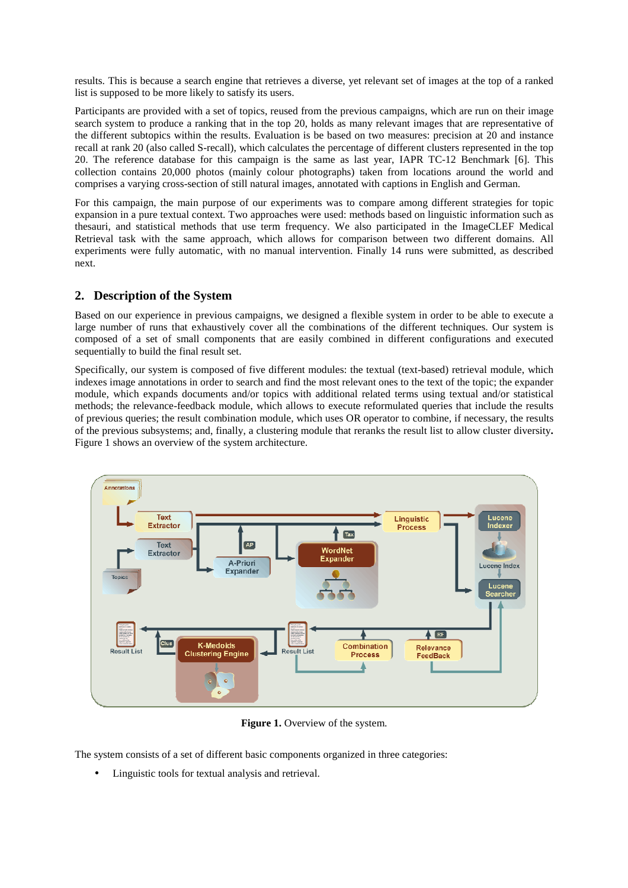results. This is because a search engine that retrieves a diverse, yet relevant set of images at the top of a ranked list is supposed to be more likely to satisfy its users.

Participants are provided with a set of topics, reused from the previous campaigns, which are run on their image search system to produce a ranking that in the top 20, holds as many relevant images that are representative of the different subtopics within the results. Evaluation is be based on two measures: precision at 20 and instance recall at rank 20 (also called S-recall), which calculates the percentage of different clusters represented in the top 20. The reference database for this campaign is the same as last year, IAPR TC-12 Benchmark [6]. This collection contains 20,000 photos (mainly colour photographs) taken from locations around the world and comprises a varying cross-section of still natural images, annotated with captions in English and German.

For this campaign, the main purpose of our experiments was to compare among different strategies for topic expansion in a pure textual context. Two approaches were used: methods based on linguistic information such as thesauri, and statistical methods that use term frequency. We also participated in the ImageCLEF Medical Retrieval task with the same approach, which allows for comparison between two different domains. All experiments were fully automatic, with no manual intervention. Finally 14 runs were submitted, as described next.

## 2. Description of the System

Based on our experience in previous campaigns, we designed a flexible system in order to be able to execute a large number of runs that exhaustively cover all the combinations of the different techniques. Our system is composed of a set of small components that are easily combined in different configurations and executed sequentially to build the final result set.

Specifically, our system is composed of five different modules: the textual (text-based) retrieval module, which indexes image annotations in order to search and find the most relevant ones to the text of the topic; the expander module, which expands documents and/or topics with additional related terms using textual and/or statistical methods; the relevance-feedback module, which allows to execute reformulated queries that include the results of previous queries; the result combination module, which uses OR operator to combine, if necessary, the results of the previous subsystems; and, finally, a clustering module that reranks the result list to allow cluster diversity**.** Figure 1 shows an overview of the system architecture.

**Figure 1.** Overview of the system.

The system consists of a set of different basic components organized in three categories:

- Linguistic tools for textual analysis and retrieval.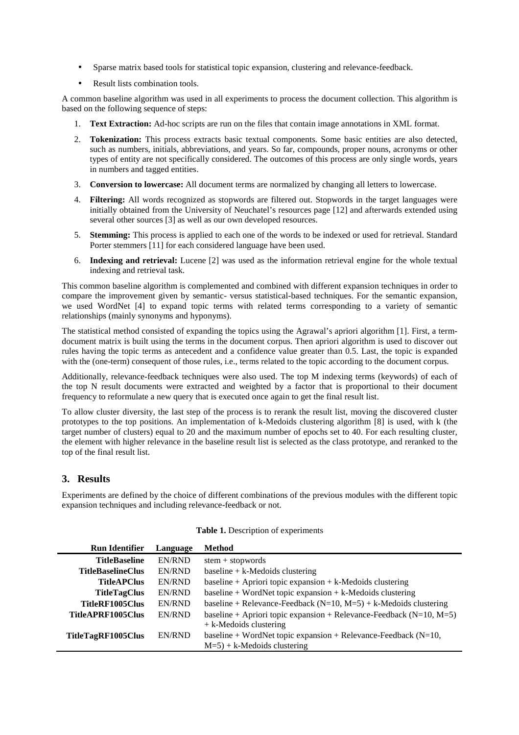- Sparse matrix based tools for statistical topic expansion, clustering and relevance-feedback.
- Result lists combination tools.

A common baseline algorithm was used in all experiments to process the document collection. This algorithm is based on the following sequence of steps:

1. **Text Extraction:** Ad-hoc scripts are run on the files that contain image annotations in XML format.
2. **Tokenization:** This process extracts basic textual components. Some basic entities are also detected, such as numbers, initials, abbreviations, and years. So far, compounds, proper nouns, acronyms or other types of entity are not specifically considered. The outcomes of this process are only single words, years in numbers and tagged entities.
3. **Conversion to lowercase:** All document terms are normalized by changing all letters to lowercase.
4. **Filtering:** All words recognized as stopwords are filtered out. Stopwords in the target languages were initially obtained from the University of Neuchatel's resources page [12] and afterwards extended using several other sources [3] as well as our own developed resources.
5. **Stemming:** This process is applied to each one of the words to be indexed or used for retrieval. Standard Porter stemmers [11] for each considered language have been used.
6. **Indexing and retrieval:** Lucene [2] was used as the information retrieval engine for the whole textual indexing and retrieval task.

This common baseline algorithm is complemented and combined with different expansion techniques in order to compare the improvement given by semantic- versus statistical-based techniques. For the semantic expansion, we used WordNet [4] to expand topic terms with related terms corresponding to a variety of semantic relationships (mainly synonyms and hyponyms).

The statistical method consisted of expanding the topics using the Agrawal's apriori algorithm [1]. First, a term-document matrix is built using the terms in the document corpus. Then apriori algorithm is used to discover out rules having the topic terms as antecedent and a confidence value greater than 0.5. Last, the topic is expanded with the (one-term) consequent of those rules, i.e., terms related to the topic according to the document corpus.

Additionally, relevance-feedback techniques were also used. The top M indexing terms (keywords) of each of the top N result documents were extracted and weighted by a factor that is proportional to their document frequency to reformulate a new query that is executed once again to get the final result list.

To allow cluster diversity, the last step of the process is to rerank the result list, moving the discovered cluster prototypes to the top positions. An implementation of k-Medoids clustering algorithm [8] is used, with k (the target number of clusters) equal to 20 and the maximum number of epochs set to 40. For each resulting cluster, the element with higher relevance in the baseline result list is selected as the class prototype, and reranked to the top of the final result list.

## 3. Results

Experiments are defined by the choice of different combinations of the previous modules with the different topic expansion techniques and including relevance-feedback or not.

**Table 1.** Description of experiments

| Run Identifier | Language | Method |
|---|---|---|
| **TitleBaseline** | EN/RND | stem + stopwords |
| **TitleBaselineClus** | EN/RND | baseline + k-Medoids clustering |
| **TitleAPClus** | EN/RND | baseline + Apriori topic expansion + k-Medoids clustering |
| **TitleTagClus** | EN/RND | baseline + WordNet topic expansion + k-Medoids clustering |
| **TitleRF1005Clus** | EN/RND | baseline + Relevance-Feedback (N=10, M=5) + k-Medoids clustering |
| **TitleAPRF1005Clus** | EN/RND | baseline + Apriori topic expansion + Relevance-Feedback (N=10, M=5) + k-Medoids clustering |
| **TitleTagRF1005Clus** | EN/RND | baseline + WordNet topic expansion + Relevance-Feedback (N=10, M=5) + k-Medoids clustering |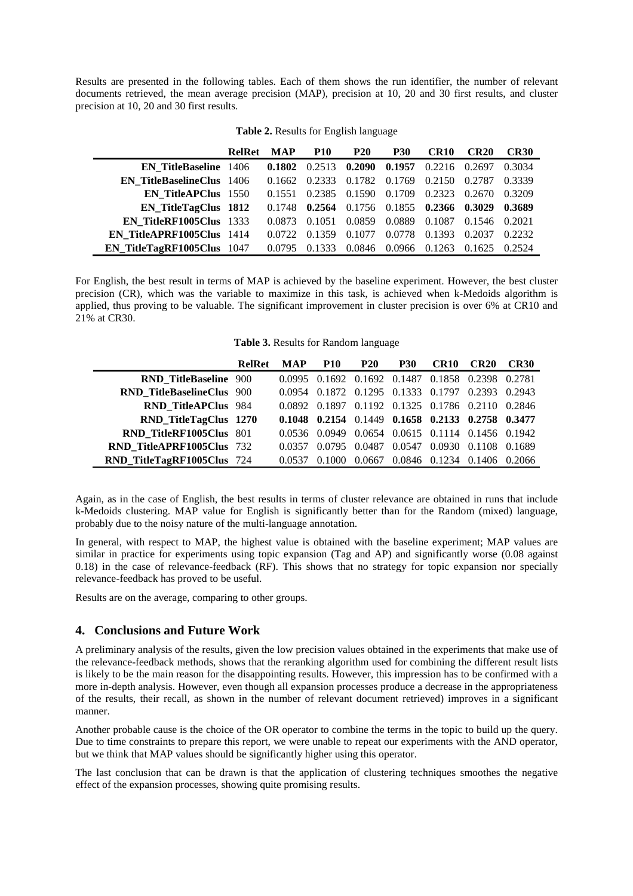Results are presented in the following tables. Each of them shows the run identifier, the number of relevant documents retrieved, the mean average precision (MAP), precision at 10, 20 and 30 first results, and cluster precision at 10, 20 and 30 first results.

**Table 2.** Results for English language

| | RelRet | MAP | P10 | P20 | P30 | CR10 | CR20 | CR30 |
|---|---|---|---|---|---|---|---|---|
| **EN_TitleBaseline** | 1406 | **0.1802** | 0.2513 | **0.2090** | **0.1957** | 0.2216 | 0.2697 | 0.3034 |
| **EN_TitleBaselineClus** | 1406 | 0.1662 | 0.2333 | 0.1782 | 0.1769 | 0.2150 | 0.2787 | 0.3339 |
| **EN_TitleAPClus** | 1550 | 0.1551 | 0.2385 | 0.1590 | 0.1709 | 0.2323 | 0.2670 | 0.3209 |
| **EN_TitleTagClus** | **1812** | 0.1748 | **0.2564** | 0.1756 | 0.1855 | **0.2366** | **0.3029** | **0.3689** |
| **EN_TitleRF1005Clus** | 1333 | 0.0873 | 0.1051 | 0.0859 | 0.0889 | 0.1087 | 0.1546 | 0.2021 |
| **EN_TitleAPRF1005Clus** | 1414 | 0.0722 | 0.1359 | 0.1077 | 0.0778 | 0.1393 | 0.2037 | 0.2232 |
| **EN_TitleTagRF1005Clus** | 1047 | 0.0795 | 0.1333 | 0.0846 | 0.0966 | 0.1263 | 0.1625 | 0.2524 |

For English, the best result in terms of MAP is achieved by the baseline experiment. However, the best cluster precision (CR), which was the variable to maximize in this task, is achieved when k-Medoids algorithm is applied, thus proving to be valuable. The significant improvement in cluster precision is over 6% at CR10 and 21% at CR30.

**Table 3.** Results for Random language

| | RelRet | MAP | P10 | P20 | P30 | CR10 | CR20 | CR30 |
|---|---|---|---|---|---|---|---|---|
| **RND_TitleBaseline** | 900 | 0.0995 | 0.1692 | 0.1692 | 0.1487 | 0.1858 | 0.2398 | 0.2781 |
| **RND_TitleBaselineClus** | 900 | 0.0954 | 0.1872 | 0.1295 | 0.1333 | 0.1797 | 0.2393 | 0.2943 |
| **RND_TitleAPClus** | 984 | 0.0892 | 0.1897 | 0.1192 | 0.1325 | 0.1786 | 0.2110 | 0.2846 |
| **RND_TitleTagClus** | **1270** | **0.1048** | **0.2154** | 0.1449 | **0.1658** | **0.2133** | **0.2758** | **0.3477** |
| **RND_TitleRF1005Clus** | 801 | 0.0536 | 0.0949 | 0.0654 | 0.0615 | 0.1114 | 0.1456 | 0.1942 |
| **RND_TitleAPRF1005Clus** | 732 | 0.0357 | 0.0795 | 0.0487 | 0.0547 | 0.0930 | 0.1108 | 0.1689 |
| **RND_TitleTagRF1005Clus** | 724 | 0.0537 | 0.1000 | 0.0667 | 0.0846 | 0.1234 | 0.1406 | 0.2066 |

Again, as in the case of English, the best results in terms of cluster relevance are obtained in runs that include k-Medoids clustering. MAP value for English is significantly better than for the Random (mixed) language, probably due to the noisy nature of the multi-language annotation.

In general, with respect to MAP, the highest value is obtained with the baseline experiment; MAP values are similar in practice for experiments using topic expansion (Tag and AP) and significantly worse (0.08 against 0.18) in the case of relevance-feedback (RF). This shows that no strategy for topic expansion nor specially relevance-feedback has proved to be useful.

Results are on the average, comparing to other groups.

## 4. Conclusions and Future Work

A preliminary analysis of the results, given the low precision values obtained in the experiments that make use of the relevance-feedback methods, shows that the reranking algorithm used for combining the different result lists is likely to be the main reason for the disappointing results. However, this impression has to be confirmed with a more in-depth analysis. However, even though all expansion processes produce a decrease in the appropriateness of the results, their recall, as shown in the number of relevant document retrieved) improves in a significant manner.

Another probable cause is the choice of the OR operator to combine the terms in the topic to build up the query. Due to time constraints to prepare this report, we were unable to repeat our experiments with the AND operator, but we think that MAP values should be significantly higher using this operator.

The last conclusion that can be drawn is that the application of clustering techniques smoothes the negative effect of the expansion processes, showing quite promising results.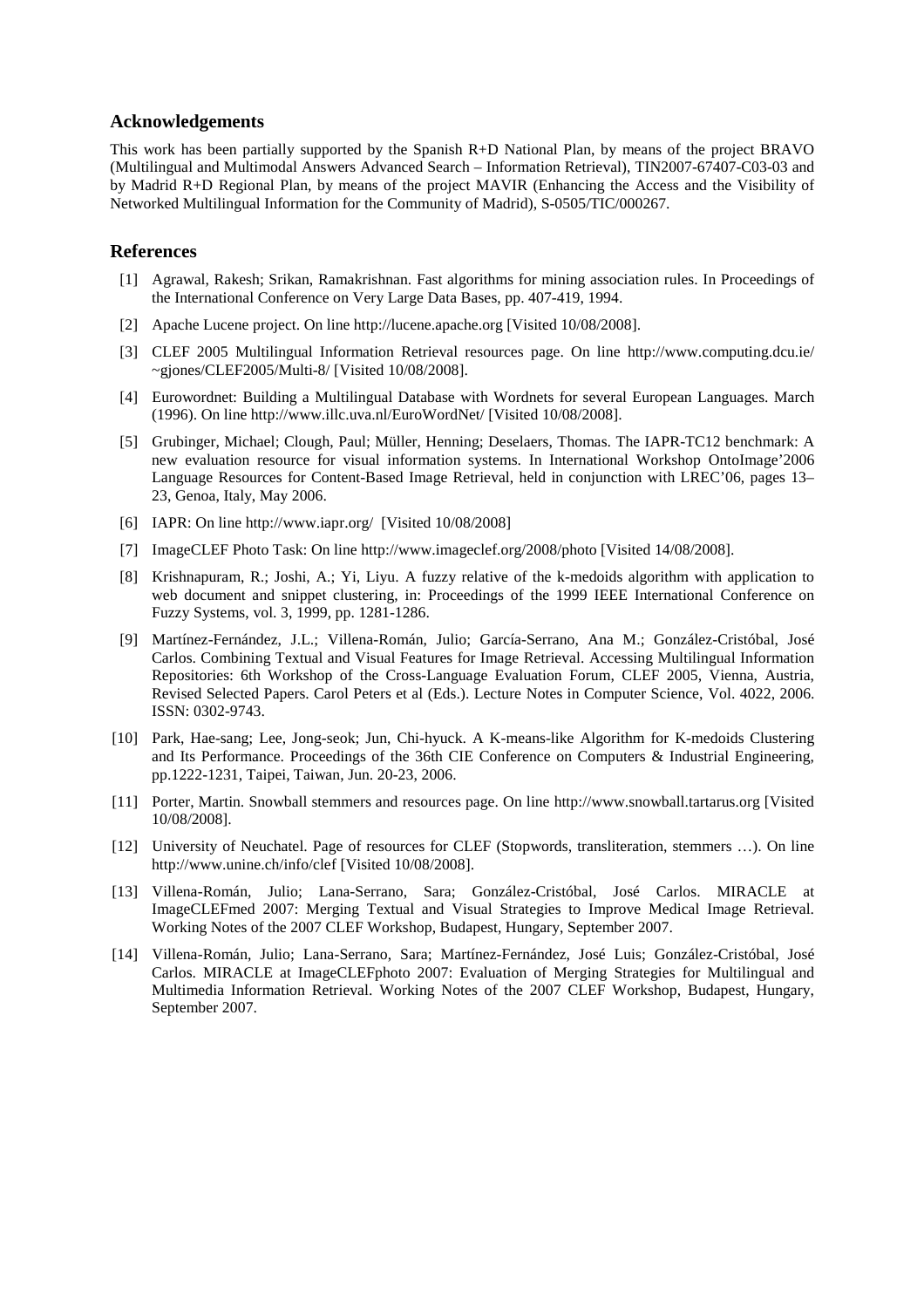## Acknowledgements

This work has been partially supported by the Spanish R+D National Plan, by means of the project BRAVO (Multilingual and Multimodal Answers Advanced Search – Information Retrieval), TIN2007-67407-C03-03 and by Madrid R+D Regional Plan, by means of the project MAVIR (Enhancing the Access and the Visibility of Networked Multilingual Information for the Community of Madrid), S-0505/TIC/000267.

## References

[1] Agrawal, Rakesh; Srikan, Ramakrishnan. Fast algorithms for mining association rules. In Proceedings of the International Conference on Very Large Data Bases, pp. 407-419, 1994.

[2] Apache Lucene project. On line http://lucene.apache.org [Visited 10/08/2008].

[3] CLEF 2005 Multilingual Information Retrieval resources page. On line http://www.computing.dcu.ie/~gjones/CLEF2005/Multi-8/ [Visited 10/08/2008].

[4] Eurowordnet: Building a Multilingual Database with Wordnets for several European Languages. March (1996). On line http://www.illc.uva.nl/EuroWordNet/ [Visited 10/08/2008].

[5] Grubinger, Michael; Clough, Paul; Müller, Henning; Deselaers, Thomas. The IAPR-TC12 benchmark: A new evaluation resource for visual information systems. In International Workshop OntoImage'2006 Language Resources for Content-Based Image Retrieval, held in conjunction with LREC'06, pages 13–23, Genoa, Italy, May 2006.

[6] IAPR: On line http://www.iapr.org/ [Visited 10/08/2008]

[7] ImageCLEF Photo Task: On line http://www.imageclef.org/2008/photo [Visited 14/08/2008].

[8] Krishnapuram, R.; Joshi, A.; Yi, Liyu. A fuzzy relative of the k-medoids algorithm with application to web document and snippet clustering, in: Proceedings of the 1999 IEEE International Conference on Fuzzy Systems, vol. 3, 1999, pp. 1281-1286.

[9] Martínez-Fernández, J.L.; Villena-Román, Julio; García-Serrano, Ana M.; González-Cristóbal, José Carlos. Combining Textual and Visual Features for Image Retrieval. Accessing Multilingual Information Repositories: 6th Workshop of the Cross-Language Evaluation Forum, CLEF 2005, Vienna, Austria, Revised Selected Papers. Carol Peters et al (Eds.). Lecture Notes in Computer Science, Vol. 4022, 2006. ISSN: 0302-9743.

[10] Park, Hae-sang; Lee, Jong-seok; Jun, Chi-hyuck. A K-means-like Algorithm for K-medoids Clustering and Its Performance. Proceedings of the 36th CIE Conference on Computers & Industrial Engineering, pp.1222-1231, Taipei, Taiwan, Jun. 20-23, 2006.

[11] Porter, Martin. Snowball stemmers and resources page. On line http://www.snowball.tartarus.org [Visited 10/08/2008].

[12] University of Neuchatel. Page of resources for CLEF (Stopwords, transliteration, stemmers …). On line http://www.unine.ch/info/clef [Visited 10/08/2008].

[13] Villena-Román, Julio; Lana-Serrano, Sara; González-Cristóbal, José Carlos. MIRACLE at ImageCLEFmed 2007: Merging Textual and Visual Strategies to Improve Medical Image Retrieval. Working Notes of the 2007 CLEF Workshop, Budapest, Hungary, September 2007.

[14] Villena-Román, Julio; Lana-Serrano, Sara; Martínez-Fernández, José Luis; González-Cristóbal, José Carlos. MIRACLE at ImageCLEFphoto 2007: Evaluation of Merging Strategies for Multilingual and Multimedia Information Retrieval. Working Notes of the 2007 CLEF Workshop, Budapest, Hungary, September 2007.